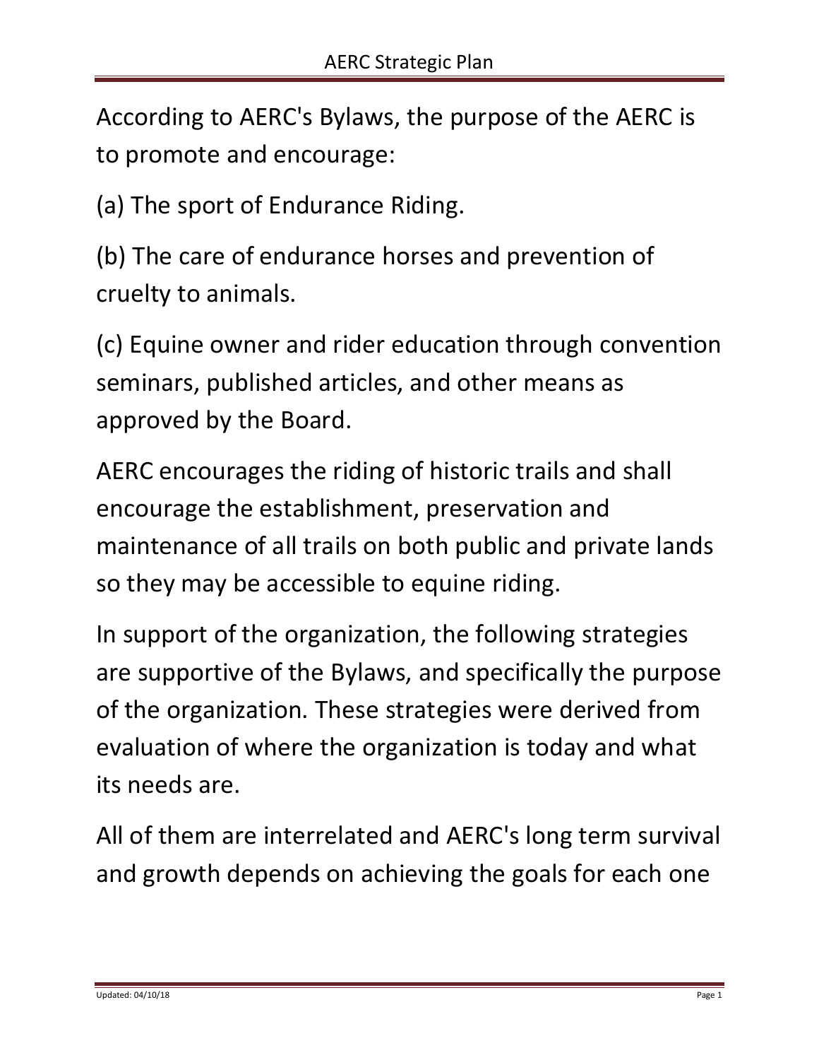According to AERC's Bylaws, the purpose of the AERC is to promote and encourage:

(a) The sport of Endurance Riding.

(b) The care of endurance horses and prevention of cruelty to animals.

(c) Equine owner and rider education through convention seminars, published articles, and other means as approved by the Board.

AERC encourages the riding of historic trails and shall encourage the establishment, preservation and maintenance of all trails on both public and private lands so they may be accessible to equine riding.

In support of the organization, the following strategies are supportive of the Bylaws, and specifically the purpose of the organization. These strategies were derived from evaluation of where the organization is today and what its needs are.

All of them are interrelated and AERC's long term survival and growth depends on achieving the goals for each one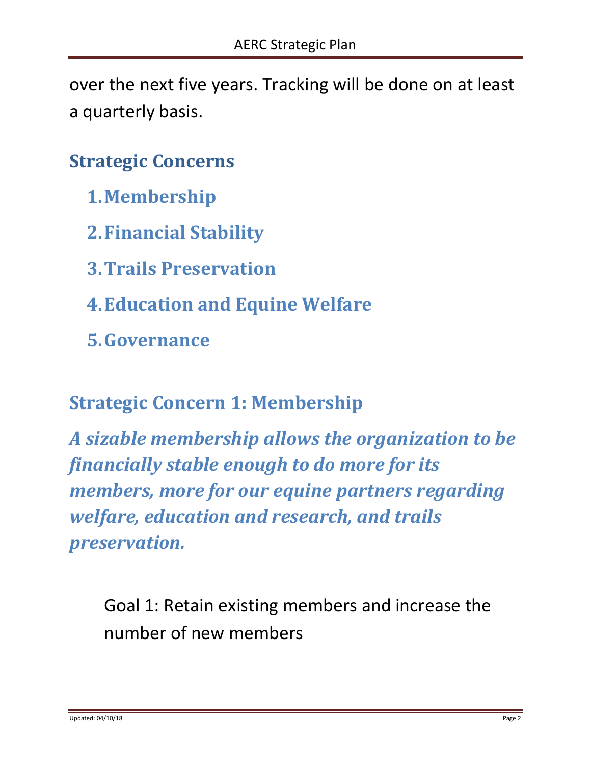over the next five years. Tracking will be done on at least a quarterly basis.

## Strategic Concerns

1. **Membership**
2. **Financial Stability**
3. **Trails Preservation**
4. **Education and Equine Welfare**
5. **Governance**

## Strategic Concern 1: Membership

***A sizable membership allows the organization to be financially stable enough to do more for its members, more for our equine partners regarding welfare, education and research, and trails preservation.***

Goal 1: Retain existing members and increase the number of new members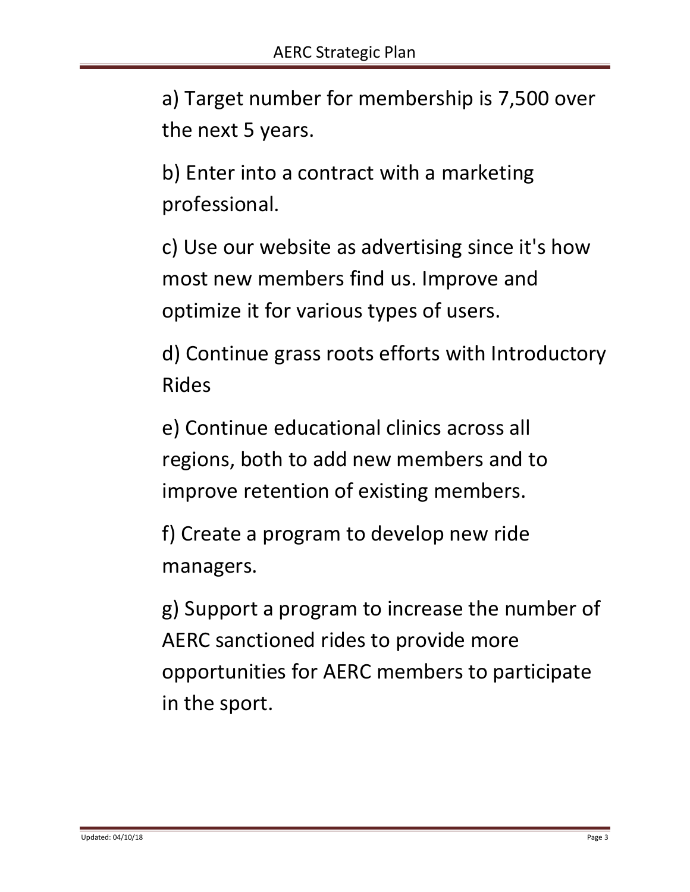a) Target number for membership is 7,500 over the next 5 years.

b) Enter into a contract with a marketing professional.

c) Use our website as advertising since it's how most new members find us. Improve and optimize it for various types of users.

d) Continue grass roots efforts with Introductory Rides

e) Continue educational clinics across all regions, both to add new members and to improve retention of existing members.

f) Create a program to develop new ride managers.

g) Support a program to increase the number of AERC sanctioned rides to provide more opportunities for AERC members to participate in the sport.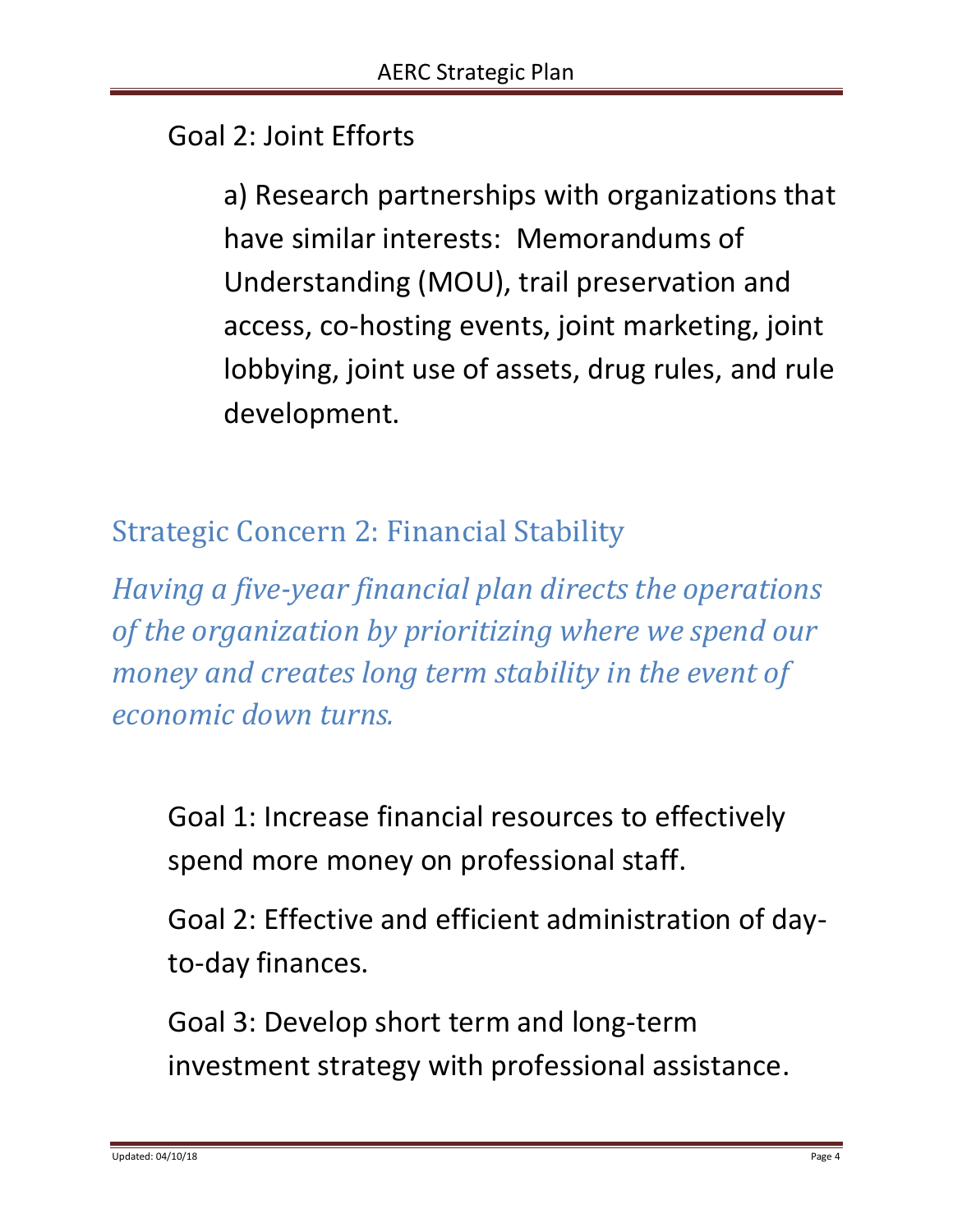Goal 2: Joint Efforts

a) Research partnerships with organizations that have similar interests: Memorandums of Understanding (MOU), trail preservation and access, co-hosting events, joint marketing, joint lobbying, joint use of assets, drug rules, and rule development.

## Strategic Concern 2: Financial Stability

*Having a five-year financial plan directs the operations of the organization by prioritizing where we spend our money and creates long term stability in the event of economic down turns.*

Goal 1: Increase financial resources to effectively spend more money on professional staff.

Goal 2: Effective and efficient administration of day-to-day finances.

Goal 3: Develop short term and long-term investment strategy with professional assistance.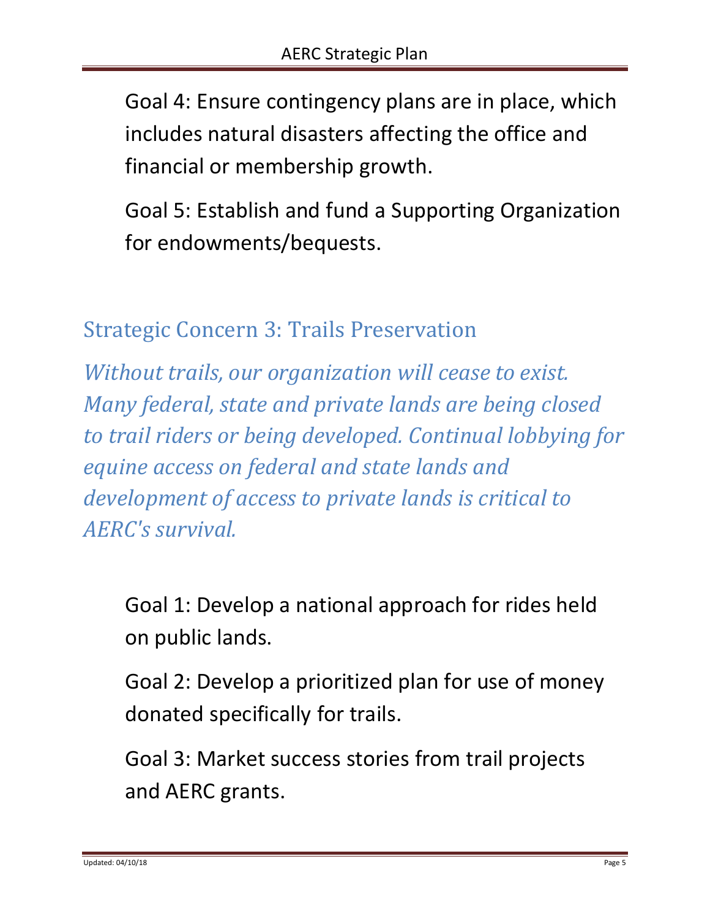Goal 4: Ensure contingency plans are in place, which includes natural disasters affecting the office and financial or membership growth.

Goal 5: Establish and fund a Supporting Organization for endowments/bequests.

## Strategic Concern 3: Trails Preservation

*Without trails, our organization will cease to exist. Many federal, state and private lands are being closed to trail riders or being developed. Continual lobbying for equine access on federal and state lands and development of access to private lands is critical to AERC's survival.*

Goal 1: Develop a national approach for rides held on public lands.

Goal 2: Develop a prioritized plan for use of money donated specifically for trails.

Goal 3: Market success stories from trail projects and AERC grants.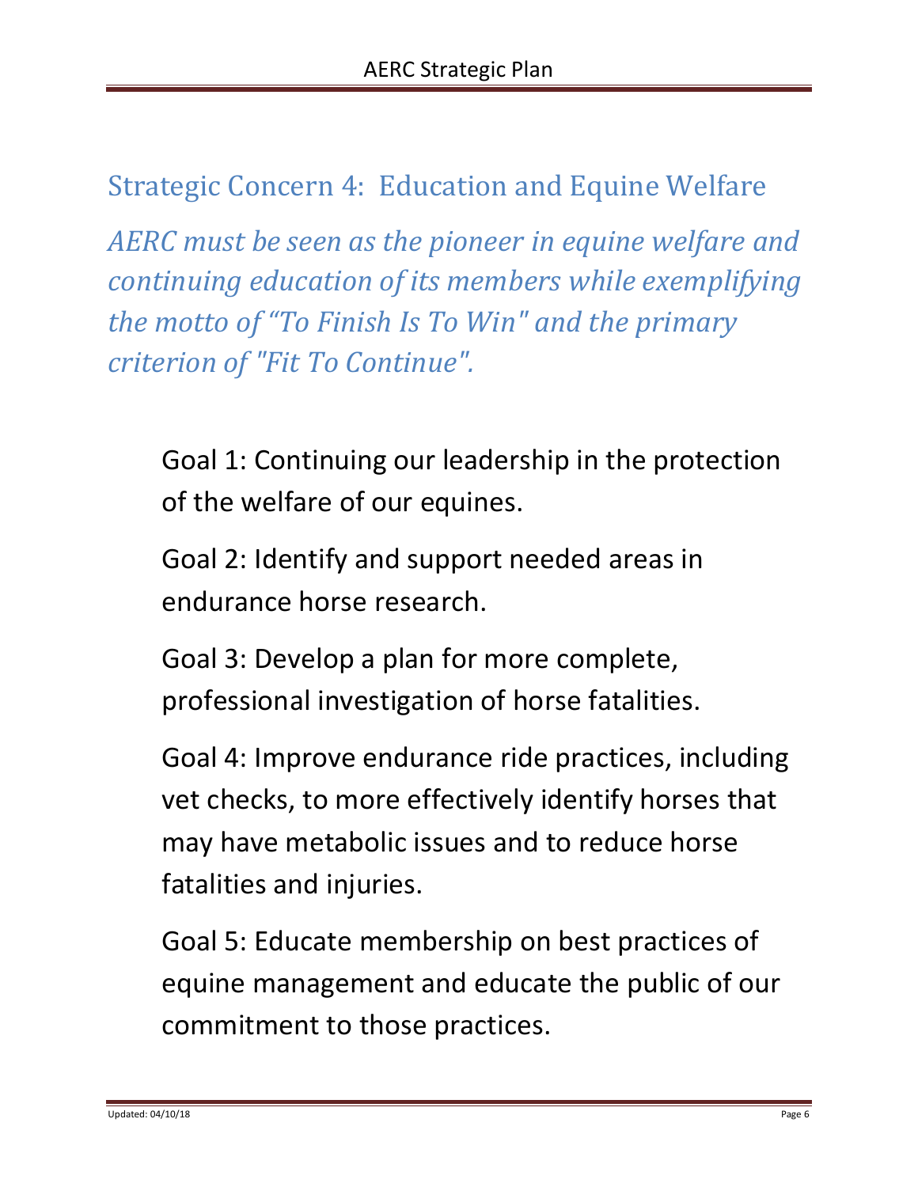## Strategic Concern 4: Education and Equine Welfare

*AERC must be seen as the pioneer in equine welfare and continuing education of its members while exemplifying the motto of "To Finish Is To Win" and the primary criterion of "Fit To Continue".*

Goal 1: Continuing our leadership in the protection of the welfare of our equines.

Goal 2: Identify and support needed areas in endurance horse research.

Goal 3: Develop a plan for more complete, professional investigation of horse fatalities.

Goal 4: Improve endurance ride practices, including vet checks, to more effectively identify horses that may have metabolic issues and to reduce horse fatalities and injuries.

Goal 5: Educate membership on best practices of equine management and educate the public of our commitment to those practices.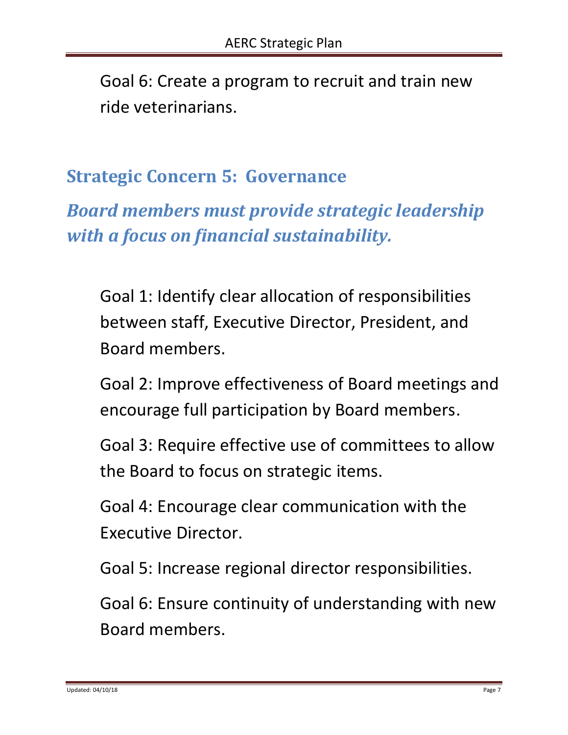Goal 6: Create a program to recruit and train new ride veterinarians.

## Strategic Concern 5: Governance

## *Board members must provide strategic leadership with a focus on financial sustainability.*

Goal 1: Identify clear allocation of responsibilities between staff, Executive Director, President, and Board members.

Goal 2: Improve effectiveness of Board meetings and encourage full participation by Board members.

Goal 3: Require effective use of committees to allow the Board to focus on strategic items.

Goal 4: Encourage clear communication with the Executive Director.

Goal 5: Increase regional director responsibilities.

Goal 6: Ensure continuity of understanding with new Board members.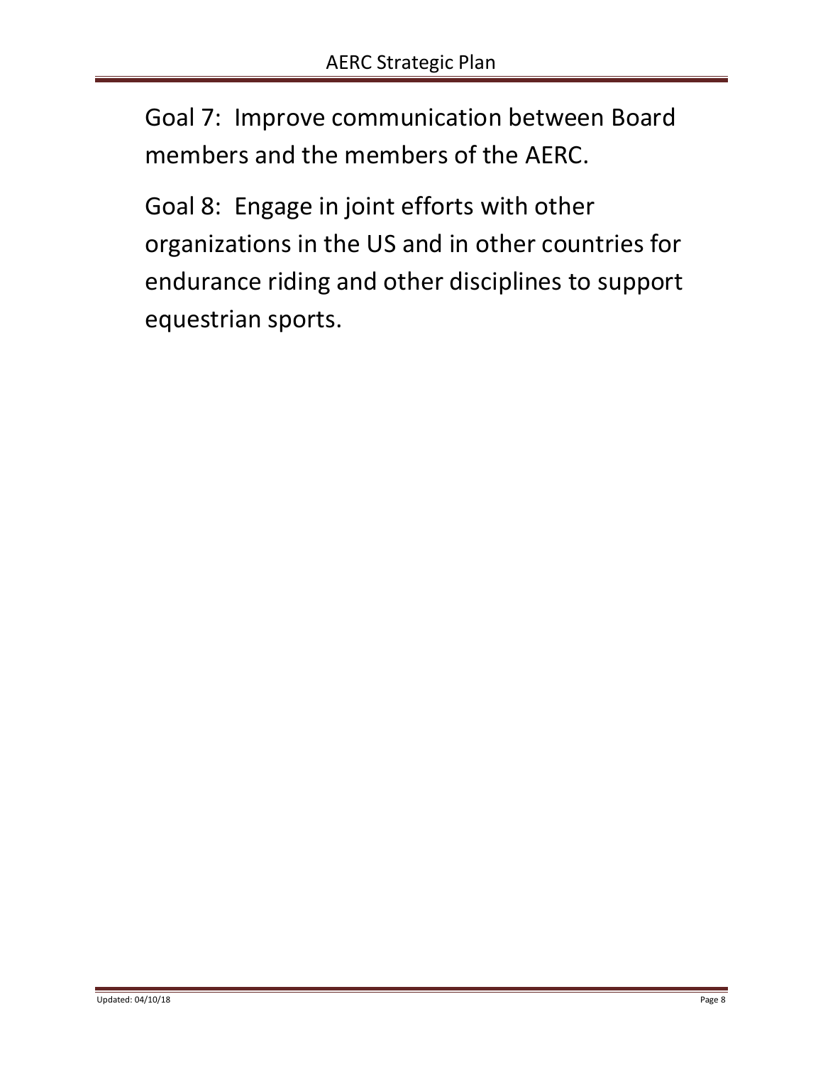Goal 7: Improve communication between Board members and the members of the AERC.

Goal 8: Engage in joint efforts with other organizations in the US and in other countries for endurance riding and other disciplines to support equestrian sports.